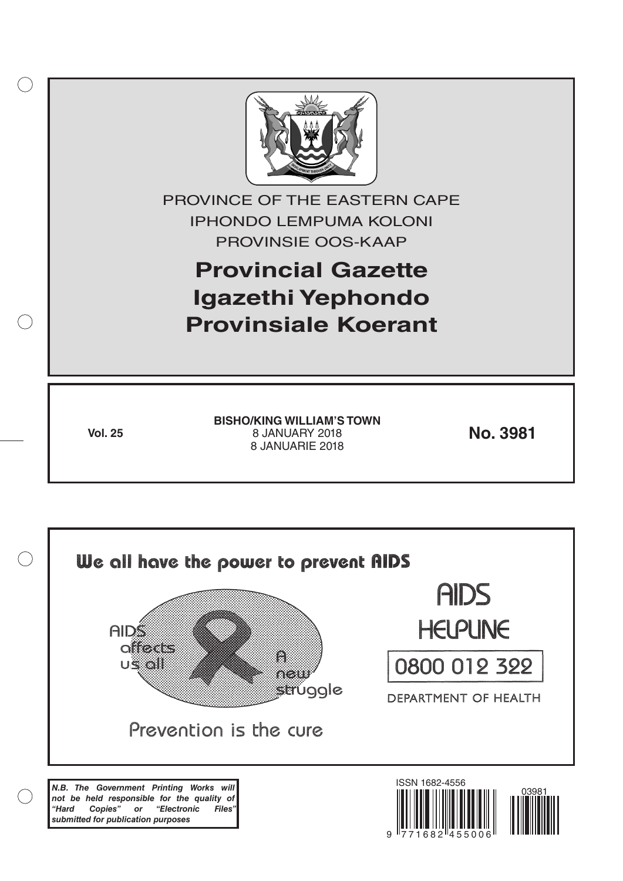PROVINCE OF THE EASTERN CAPE

IPHONDO LEMPUMA KOLONI

PROVINSIE OOS-KAAP

# Provincial Gazette
# Igazethi Yephondo
# Provinsiale Koerant

**Vol. 25**

**BISHO/KING WILLIAM'S TOWN**
8 JANUARY 2018
8 JANUARIE 2018

**No. 3981**

We all have the power to prevent AIDS

AIDS affects us all

A new struggle

Prevention is the cure

AIDS HELPLINE

0800 012 322

DEPARTMENT OF HEALTH

***N.B. The Government Printing Works will not be held responsible for the quality of "Hard Copies" or "Electronic Files" submitted for publication purposes***

ISSN 1682-4556

9 771682 455006

03981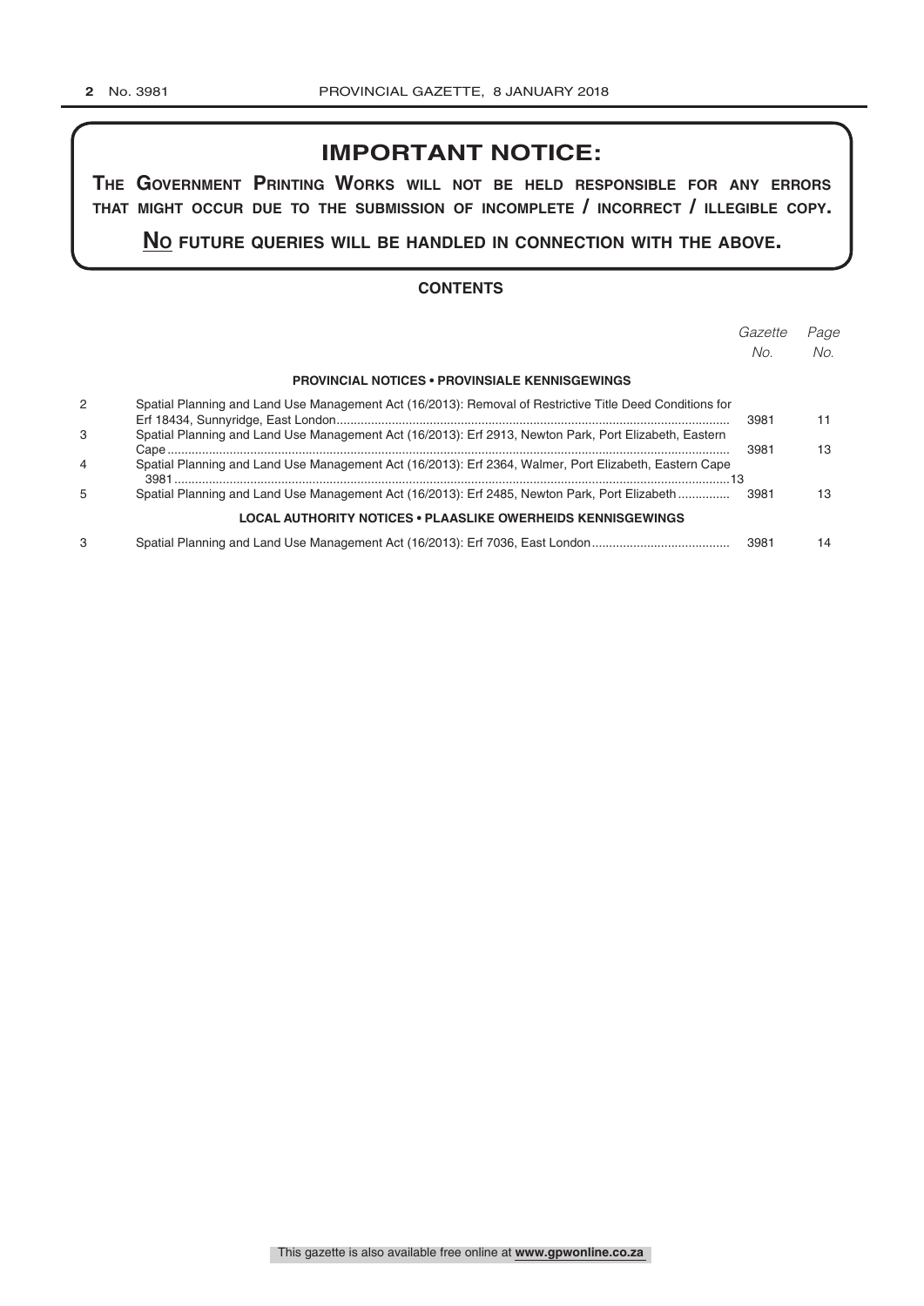# IMPORTANT NOTICE:

**THE GOVERNMENT PRINTING WORKS WILL NOT BE HELD RESPONSIBLE FOR ANY ERRORS THAT MIGHT OCCUR DUE TO THE SUBMISSION OF INCOMPLETE / INCORRECT / ILLEGIBLE COPY.**

**NO FUTURE QUERIES WILL BE HANDLED IN CONNECTION WITH THE ABOVE.**

## CONTENTS

| | | *Gazette No.* | *Page No.* |
|---|---|---|---|
| | **PROVINCIAL NOTICES • PROVINSIALE KENNISGEWINGS** | | |
| 2 | Spatial Planning and Land Use Management Act (16/2013): Removal of Restrictive Title Deed Conditions for Erf 18434, Sunnyridge, East London | 3981 | 11 |
| 3 | Spatial Planning and Land Use Management Act (16/2013): Erf 2913, Newton Park, Port Elizabeth, Eastern Cape | 3981 | 13 |
| 4 | Spatial Planning and Land Use Management Act (16/2013): Erf 2364, Walmer, Port Elizabeth, Eastern Cape | 3981 | 13 |
| 5 | Spatial Planning and Land Use Management Act (16/2013): Erf 2485, Newton Park, Port Elizabeth | 3981 | 13 |
| | **LOCAL AUTHORITY NOTICES • PLAASLIKE OWERHEIDS KENNISGEWINGS** | | |
| 3 | Spatial Planning and Land Use Management Act (16/2013): Erf 7036, East London | 3981 | 14 |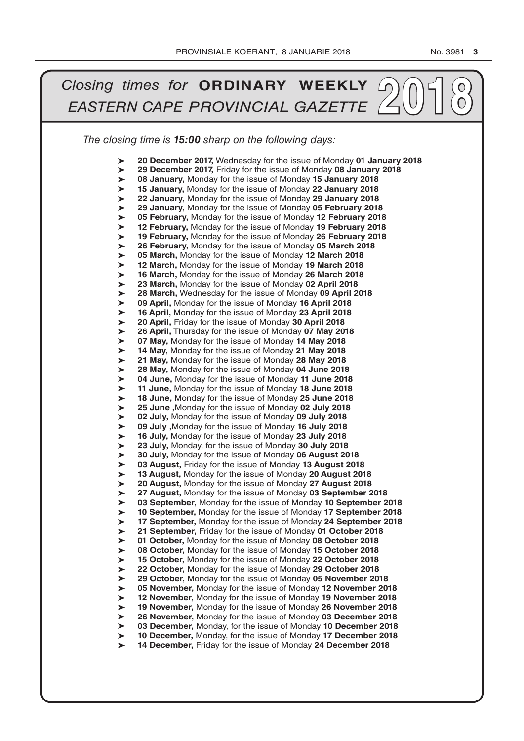# *Closing times for* **ORDINARY WEEKLY** *EASTERN CAPE PROVINCIAL GAZETTE* 2018

*The closing time is **15:00** sharp on the following days:*

- **20 December 2017,** Wednesday for the issue of Monday **01 January 2018**
- **29 December 2017,** Friday for the issue of Monday **08 January 2018**
- **08 January,** Monday for the issue of Monday **15 January 2018**
- **15 January,** Monday for the issue of Monday **22 January 2018**
- **22 January,** Monday for the issue of Monday **29 January 2018**
- **29 January,** Monday for the issue of Monday **05 February 2018**
- **05 February,** Monday for the issue of Monday **12 February 2018**
- **12 February,** Monday for the issue of Monday **19 February 2018**
- **19 February,** Monday for the issue of Monday **26 February 2018**
- **26 February,** Monday for the issue of Monday **05 March 2018**
- **05 March,** Monday for the issue of Monday **12 March 2018**
- **12 March,** Monday for the issue of Monday **19 March 2018**
- **16 March,** Monday for the issue of Monday **26 March 2018**
- **23 March,** Monday for the issue of Monday **02 April 2018**
- **28 March,** Wednesday for the issue of Monday **09 April 2018**
- **09 April,** Monday for the issue of Monday **16 April 2018**
- **16 April,** Monday for the issue of Monday **23 April 2018**
- **20 April,** Friday for the issue of Monday **30 April 2018**
- **26 April,** Thursday for the issue of Monday **07 May 2018**
- **07 May,** Monday for the issue of Monday **14 May 2018**
- **14 May,** Monday for the issue of Monday **21 May 2018**
- **21 May,** Monday for the issue of Monday **28 May 2018**
- **28 May,** Monday for the issue of Monday **04 June 2018**
- **04 June,** Monday for the issue of Monday **11 June 2018**
- **11 June,** Monday for the issue of Monday **18 June 2018**
- **18 June,** Monday for the issue of Monday **25 June 2018**
- **25 June ,**Monday for the issue of Monday **02 July 2018**
- **02 July,** Monday for the issue of Monday **09 July 2018**
- **09 July ,**Monday for the issue of Monday **16 July 2018**
- **16 July,** Monday for the issue of Monday **23 July 2018**
- **23 July,** Monday, for the issue of Monday **30 July 2018**
- **30 July,** Monday for the issue of Monday **06 August 2018**
- **03 August,** Friday for the issue of Monday **13 August 2018**
- **13 August,** Monday for the issue of Monday **20 August 2018**
- **20 August,** Monday for the issue of Monday **27 August 2018**
- **27 August,** Monday for the issue of Monday **03 September 2018**
- **03 September,** Monday for the issue of Monday **10 September 2018**
- **10 September,** Monday for the issue of Monday **17 September 2018**
- **17 September,** Monday for the issue of Monday **24 September 2018**
- **21 September,** Friday for the issue of Monday **01 October 2018**
- **01 October,** Monday for the issue of Monday **08 October 2018**
- **08 October,** Monday for the issue of Monday **15 October 2018**
- **15 October,** Monday for the issue of Monday **22 October 2018**
- **22 October,** Monday for the issue of Monday **29 October 2018**
- **29 October,** Monday for the issue of Monday **05 November 2018**
- **05 November,** Monday for the issue of Monday **12 November 2018**
- **12 November,** Monday for the issue of Monday **19 November 2018**
- **19 November,** Monday for the issue of Monday **26 November 2018**
- **26 November,** Monday for the issue of Monday **03 December 2018**
- **03 December,** Monday, for the issue of Monday **10 December 2018**
- **10 December,** Monday, for the issue of Monday **17 December 2018**
- **14 December,** Friday for the issue of Monday **24 December 2018**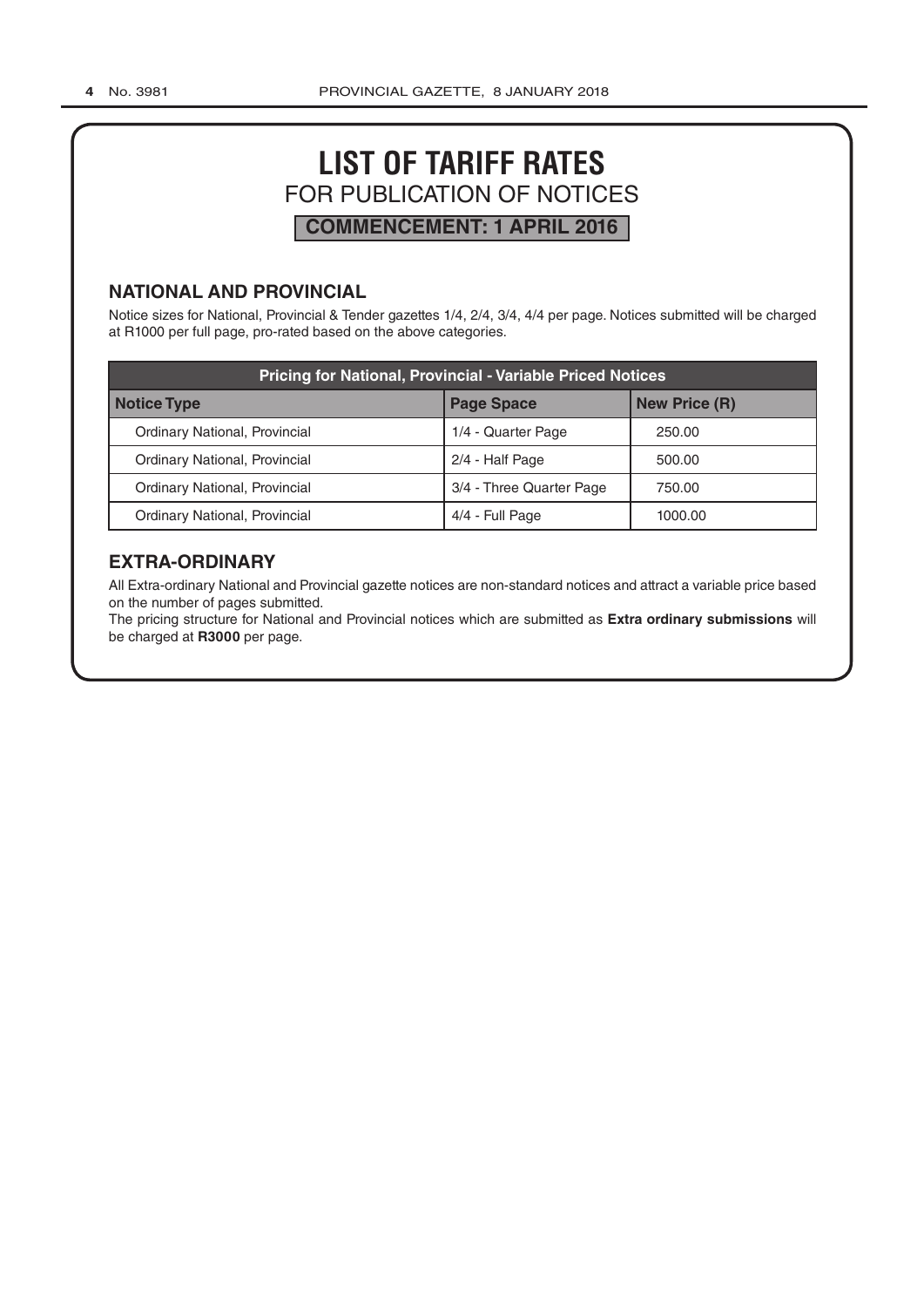# LIST OF TARIFF RATES

FOR PUBLICATION OF NOTICES

**COMMENCEMENT: 1 APRIL 2016**

## NATIONAL AND PROVINCIAL

Notice sizes for National, Provincial & Tender gazettes 1/4, 2/4, 3/4, 4/4 per page. Notices submitted will be charged at R1000 per full page, pro-rated based on the above categories.

| Pricing for National, Provincial - Variable Priced Notices | | |
|---|---|---|
| **Notice Type** | **Page Space** | **New Price (R)** |
| Ordinary National, Provincial | 1/4 - Quarter Page | 250.00 |
| Ordinary National, Provincial | 2/4 - Half Page | 500.00 |
| Ordinary National, Provincial | 3/4 - Three Quarter Page | 750.00 |
| Ordinary National, Provincial | 4/4 - Full Page | 1000.00 |

## EXTRA-ORDINARY

All Extra-ordinary National and Provincial gazette notices are non-standard notices and attract a variable price based on the number of pages submitted.

The pricing structure for National and Provincial notices which are submitted as **Extra ordinary submissions** will be charged at **R3000** per page.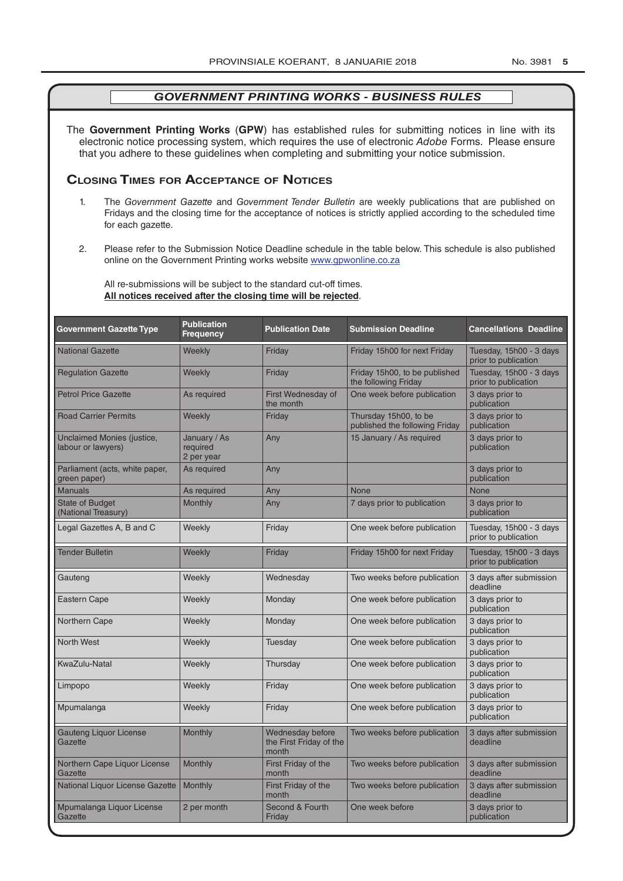## *GOVERNMENT PRINTING WORKS - BUSINESS RULES*

The **Government Printing Works** (**GPW**) has established rules for submitting notices in line with its electronic notice processing system, which requires the use of electronic *Adobe* Forms. Please ensure that you adhere to these guidelines when completing and submitting your notice submission.

### Closing Times for Acceptance of Notices

1. The *Government Gazette* and *Government Tender Bulletin* are weekly publications that are published on Fridays and the closing time for the acceptance of notices is strictly applied according to the scheduled time for each gazette.

2. Please refer to the Submission Notice Deadline schedule in the table below. This schedule is also published online on the Government Printing works website www.gpwonline.co.za

   All re-submissions will be subject to the standard cut-off times.
   **All notices received after the closing time will be rejected**.

| Government Gazette Type | Publication Frequency | Publication Date | Submission Deadline | Cancellations Deadline |
|---|---|---|---|---|
| National Gazette | Weekly | Friday | Friday 15h00 for next Friday | Tuesday, 15h00 - 3 days prior to publication |
| Regulation Gazette | Weekly | Friday | Friday 15h00, to be published the following Friday | Tuesday, 15h00 - 3 days prior to publication |
| Petrol Price Gazette | As required | First Wednesday of the month | One week before publication | 3 days prior to publication |
| Road Carrier Permits | Weekly | Friday | Thursday 15h00, to be published the following Friday | 3 days prior to publication |
| Unclaimed Monies (justice, labour or lawyers) | January / As required 2 per year | Any | 15 January / As required | 3 days prior to publication |
| Parliament (acts, white paper, green paper) | As required | Any | | 3 days prior to publication |
| Manuals | As required | Any | None | None |
| State of Budget (National Treasury) | Monthly | Any | 7 days prior to publication | 3 days prior to publication |
| Legal Gazettes A, B and C | Weekly | Friday | One week before publication | Tuesday, 15h00 - 3 days prior to publication |
| Tender Bulletin | Weekly | Friday | Friday 15h00 for next Friday | Tuesday, 15h00 - 3 days prior to publication |
| Gauteng | Weekly | Wednesday | Two weeks before publication | 3 days after submission deadline |
| Eastern Cape | Weekly | Monday | One week before publication | 3 days prior to publication |
| Northern Cape | Weekly | Monday | One week before publication | 3 days prior to publication |
| North West | Weekly | Tuesday | One week before publication | 3 days prior to publication |
| KwaZulu-Natal | Weekly | Thursday | One week before publication | 3 days prior to publication |
| Limpopo | Weekly | Friday | One week before publication | 3 days prior to publication |
| Mpumalanga | Weekly | Friday | One week before publication | 3 days prior to publication |
| Gauteng Liquor License Gazette | Monthly | Wednesday before the First Friday of the month | Two weeks before publication | 3 days after submission deadline |
| Northern Cape Liquor License Gazette | Monthly | First Friday of the month | Two weeks before publication | 3 days after submission deadline |
| National Liquor License Gazette | Monthly | First Friday of the month | Two weeks before publication | 3 days after submission deadline |
| Mpumalanga Liquor License Gazette | 2 per month | Second & Fourth Friday | One week before | 3 days prior to publication |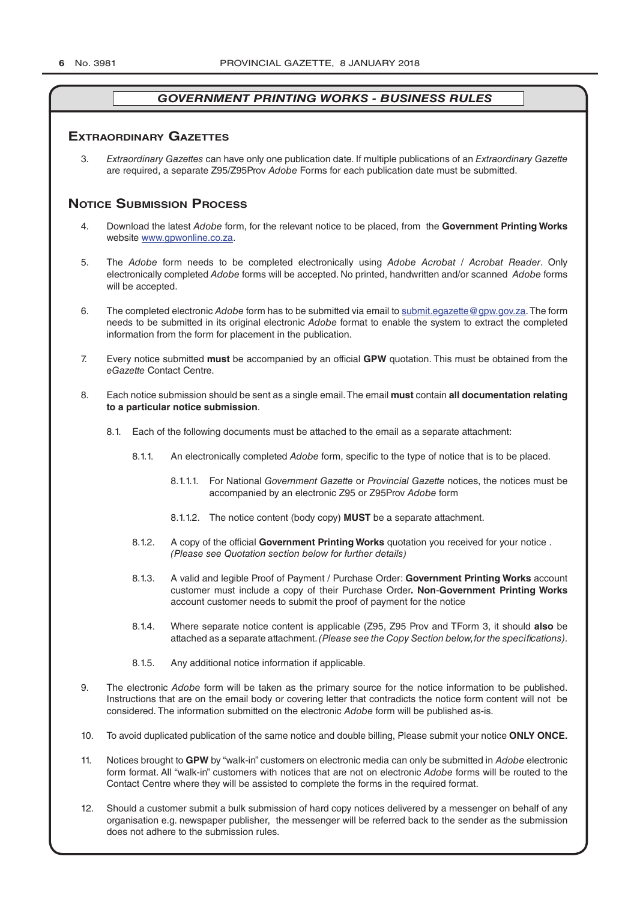## *GOVERNMENT PRINTING WORKS - BUSINESS RULES*

### Extraordinary Gazettes

3. *Extraordinary Gazettes* can have only one publication date. If multiple publications of an *Extraordinary Gazette* are required, a separate Z95/Z95Prov *Adobe* Forms for each publication date must be submitted.

### Notice Submission Process

4. Download the latest *Adobe* form, for the relevant notice to be placed, from the **Government Printing Works** website www.gpwonline.co.za.

5. The *Adobe* form needs to be completed electronically using *Adobe Acrobat* / *Acrobat Reader*. Only electronically completed *Adobe* forms will be accepted. No printed, handwritten and/or scanned *Adobe* forms will be accepted.

6. The completed electronic *Adobe* form has to be submitted via email to submit.egazette@gpw.gov.za. The form needs to be submitted in its original electronic *Adobe* format to enable the system to extract the completed information from the form for placement in the publication.

7. Every notice submitted **must** be accompanied by an official **GPW** quotation. This must be obtained from the *eGazette* Contact Centre.

8. Each notice submission should be sent as a single email. The email **must** contain **all documentation relating to a particular notice submission**.

   8.1. Each of the following documents must be attached to the email as a separate attachment:

   8.1.1. An electronically completed *Adobe* form, specific to the type of notice that is to be placed.

   8.1.1.1. For National *Government Gazette* or *Provincial Gazette* notices, the notices must be accompanied by an electronic Z95 or Z95Prov *Adobe* form

   8.1.1.2. The notice content (body copy) **MUST** be a separate attachment.

   8.1.2. A copy of the official **Government Printing Works** quotation you received for your notice . *(Please see Quotation section below for further details)*

   8.1.3. A valid and legible Proof of Payment / Purchase Order: **Government Printing Works** account customer must include a copy of their Purchase Order**. Non**-**Government Printing Works** account customer needs to submit the proof of payment for the notice

   8.1.4. Where separate notice content is applicable (Z95, Z95 Prov and TForm 3, it should **also** be attached as a separate attachment. *(Please see the Copy Section below, for the specifications)*.

   8.1.5. Any additional notice information if applicable.

9. The electronic *Adobe* form will be taken as the primary source for the notice information to be published. Instructions that are on the email body or covering letter that contradicts the notice form content will not be considered. The information submitted on the electronic *Adobe* form will be published as-is.

10. To avoid duplicated publication of the same notice and double billing, Please submit your notice **ONLY ONCE.**

11. Notices brought to **GPW** by "walk-in" customers on electronic media can only be submitted in *Adobe* electronic form format. All "walk-in" customers with notices that are not on electronic *Adobe* forms will be routed to the Contact Centre where they will be assisted to complete the forms in the required format.

12. Should a customer submit a bulk submission of hard copy notices delivered by a messenger on behalf of any organisation e.g. newspaper publisher, the messenger will be referred back to the sender as the submission does not adhere to the submission rules.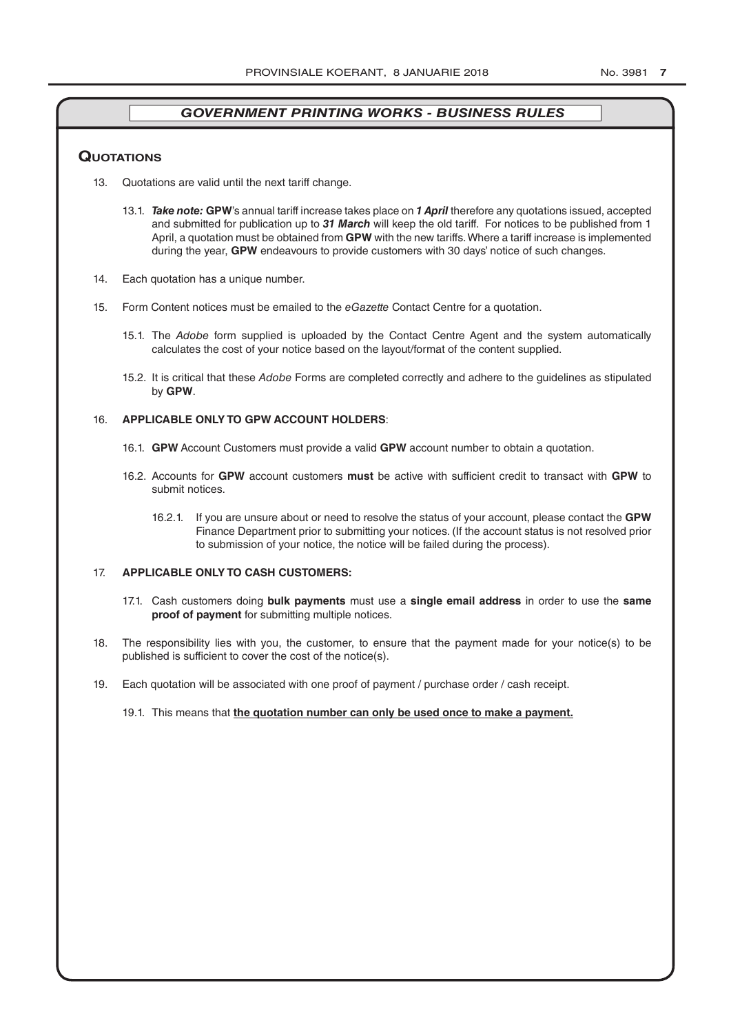## *GOVERNMENT PRINTING WORKS - BUSINESS RULES*

### Quotations

13. Quotations are valid until the next tariff change.

    13.1. ***Take note:*** **GPW**'s annual tariff increase takes place on ***1 April*** therefore any quotations issued, accepted and submitted for publication up to ***31 March*** will keep the old tariff. For notices to be published from 1 April, a quotation must be obtained from **GPW** with the new tariffs. Where a tariff increase is implemented during the year, **GPW** endeavours to provide customers with 30 days' notice of such changes.

14. Each quotation has a unique number.

15. Form Content notices must be emailed to the *eGazette* Contact Centre for a quotation.

    15.1. The *Adobe* form supplied is uploaded by the Contact Centre Agent and the system automatically calculates the cost of your notice based on the layout/format of the content supplied.

    15.2. It is critical that these *Adobe* Forms are completed correctly and adhere to the guidelines as stipulated by **GPW**.

16. **APPLICABLE ONLY TO GPW ACCOUNT HOLDERS**:

    16.1. **GPW** Account Customers must provide a valid **GPW** account number to obtain a quotation.

    16.2. Accounts for **GPW** account customers **must** be active with sufficient credit to transact with **GPW** to submit notices.

    16.2.1. If you are unsure about or need to resolve the status of your account, please contact the **GPW** Finance Department prior to submitting your notices. (If the account status is not resolved prior to submission of your notice, the notice will be failed during the process).

17. **APPLICABLE ONLY TO CASH CUSTOMERS:**

    17.1. Cash customers doing **bulk payments** must use a **single email address** in order to use the **same proof of payment** for submitting multiple notices.

18. The responsibility lies with you, the customer, to ensure that the payment made for your notice(s) to be published is sufficient to cover the cost of the notice(s).

19. Each quotation will be associated with one proof of payment / purchase order / cash receipt.

    19.1. This means that **the quotation number can only be used once to make a payment.**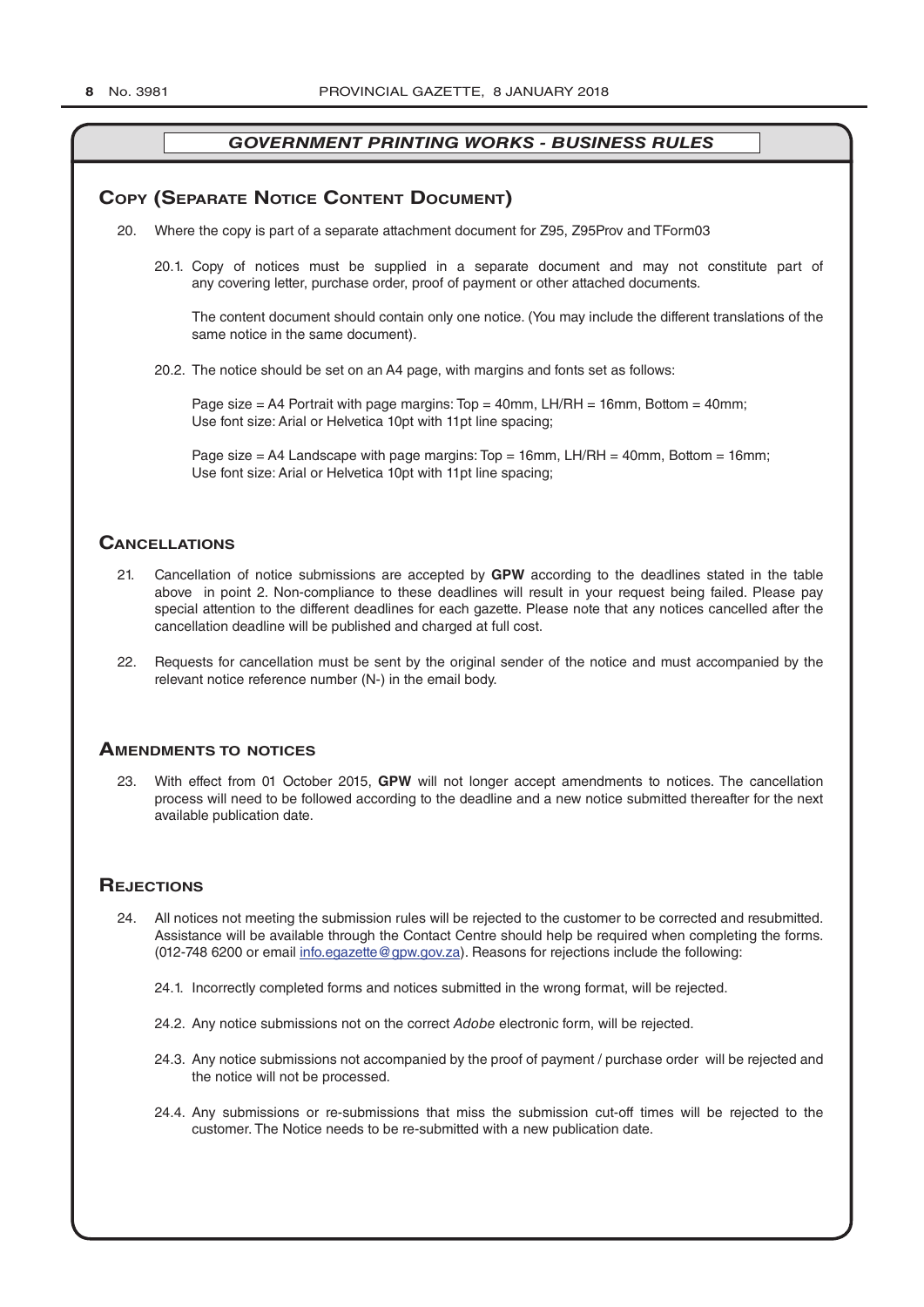## GOVERNMENT PRINTING WORKS - BUSINESS RULES

### Copy (Separate Notice Content Document)

20. Where the copy is part of a separate attachment document for Z95, Z95Prov and TForm03

    20.1. Copy of notices must be supplied in a separate document and may not constitute part of any covering letter, purchase order, proof of payment or other attached documents.

    The content document should contain only one notice. (You may include the different translations of the same notice in the same document).

    20.2. The notice should be set on an A4 page, with margins and fonts set as follows:

    Page size = A4 Portrait with page margins: Top = 40mm, LH/RH = 16mm, Bottom = 40mm;
    Use font size: Arial or Helvetica 10pt with 11pt line spacing;

    Page size = A4 Landscape with page margins: Top = 16mm, LH/RH = 40mm, Bottom = 16mm;
    Use font size: Arial or Helvetica 10pt with 11pt line spacing;

### Cancellations

21. Cancellation of notice submissions are accepted by **GPW** according to the deadlines stated in the table above in point 2. Non-compliance to these deadlines will result in your request being failed. Please pay special attention to the different deadlines for each gazette. Please note that any notices cancelled after the cancellation deadline will be published and charged at full cost.

22. Requests for cancellation must be sent by the original sender of the notice and must accompanied by the relevant notice reference number (N-) in the email body.

### Amendments to notices

23. With effect from 01 October 2015, **GPW** will not longer accept amendments to notices. The cancellation process will need to be followed according to the deadline and a new notice submitted thereafter for the next available publication date.

### Rejections

24. All notices not meeting the submission rules will be rejected to the customer to be corrected and resubmitted. Assistance will be available through the Contact Centre should help be required when completing the forms. (012-748 6200 or email info.egazette@gpw.gov.za). Reasons for rejections include the following:

    24.1. Incorrectly completed forms and notices submitted in the wrong format, will be rejected.

    24.2. Any notice submissions not on the correct *Adobe* electronic form, will be rejected.

    24.3. Any notice submissions not accompanied by the proof of payment / purchase order will be rejected and the notice will not be processed.

    24.4. Any submissions or re-submissions that miss the submission cut-off times will be rejected to the customer. The Notice needs to be re-submitted with a new publication date.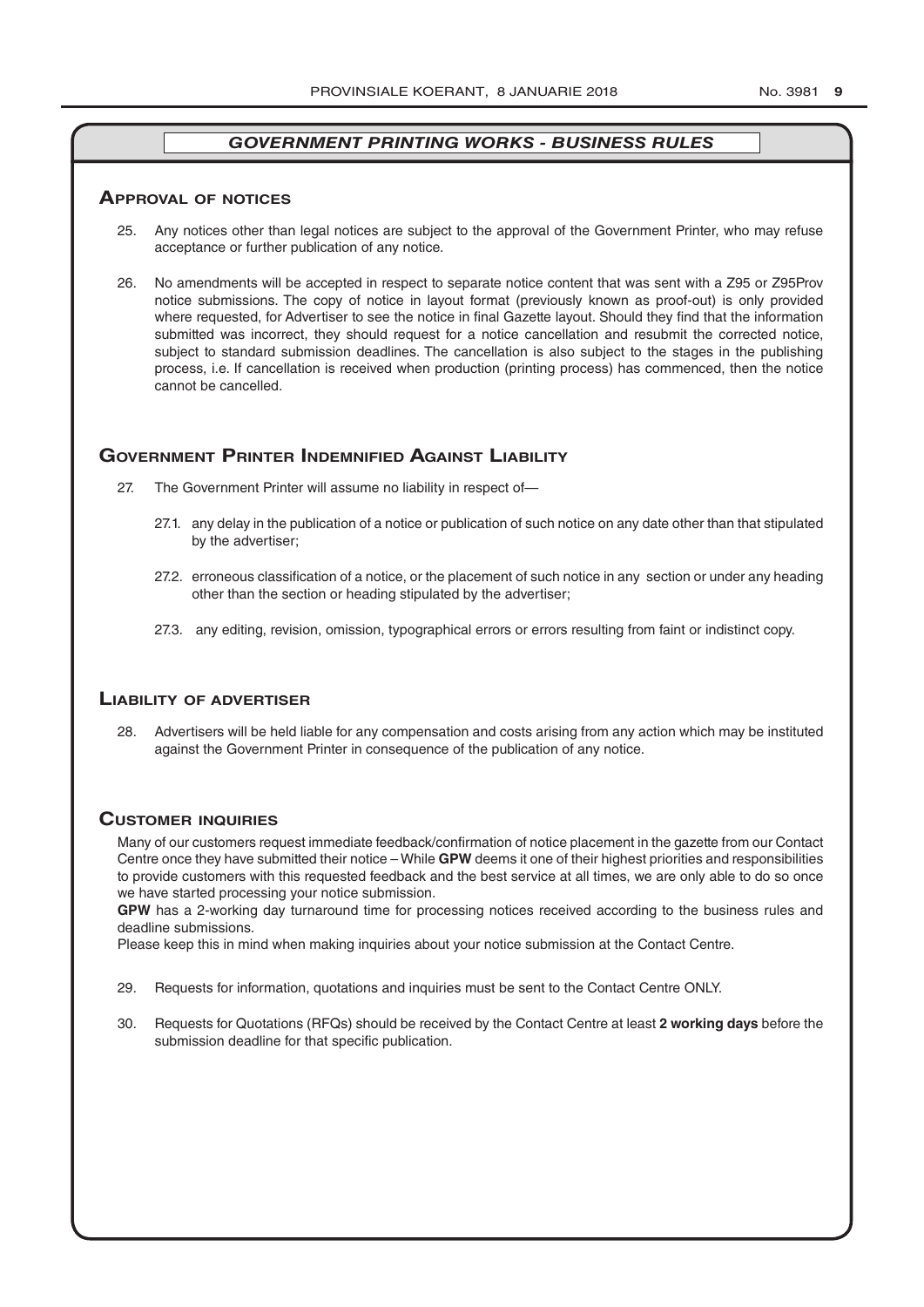## *GOVERNMENT PRINTING WORKS - BUSINESS RULES*

### Approval of notices

25. Any notices other than legal notices are subject to the approval of the Government Printer, who may refuse acceptance or further publication of any notice.

26. No amendments will be accepted in respect to separate notice content that was sent with a Z95 or Z95Prov notice submissions. The copy of notice in layout format (previously known as proof-out) is only provided where requested, for Advertiser to see the notice in final Gazette layout. Should they find that the information submitted was incorrect, they should request for a notice cancellation and resubmit the corrected notice, subject to standard submission deadlines. The cancellation is also subject to the stages in the publishing process, i.e. If cancellation is received when production (printing process) has commenced, then the notice cannot be cancelled.

### Government Printer Indemnified Against Liability

27. The Government Printer will assume no liability in respect of—

    27.1. any delay in the publication of a notice or publication of such notice on any date other than that stipulated by the advertiser;

    27.2. erroneous classification of a notice, or the placement of such notice in any section or under any heading other than the section or heading stipulated by the advertiser;

    27.3. any editing, revision, omission, typographical errors or errors resulting from faint or indistinct copy.

### Liability of advertiser

28. Advertisers will be held liable for any compensation and costs arising from any action which may be instituted against the Government Printer in consequence of the publication of any notice.

### Customer inquiries

Many of our customers request immediate feedback/confirmation of notice placement in the gazette from our Contact Centre once they have submitted their notice – While **GPW** deems it one of their highest priorities and responsibilities to provide customers with this requested feedback and the best service at all times, we are only able to do so once we have started processing your notice submission.

**GPW** has a 2-working day turnaround time for processing notices received according to the business rules and deadline submissions.

Please keep this in mind when making inquiries about your notice submission at the Contact Centre.

29. Requests for information, quotations and inquiries must be sent to the Contact Centre ONLY.

30. Requests for Quotations (RFQs) should be received by the Contact Centre at least **2 working days** before the submission deadline for that specific publication.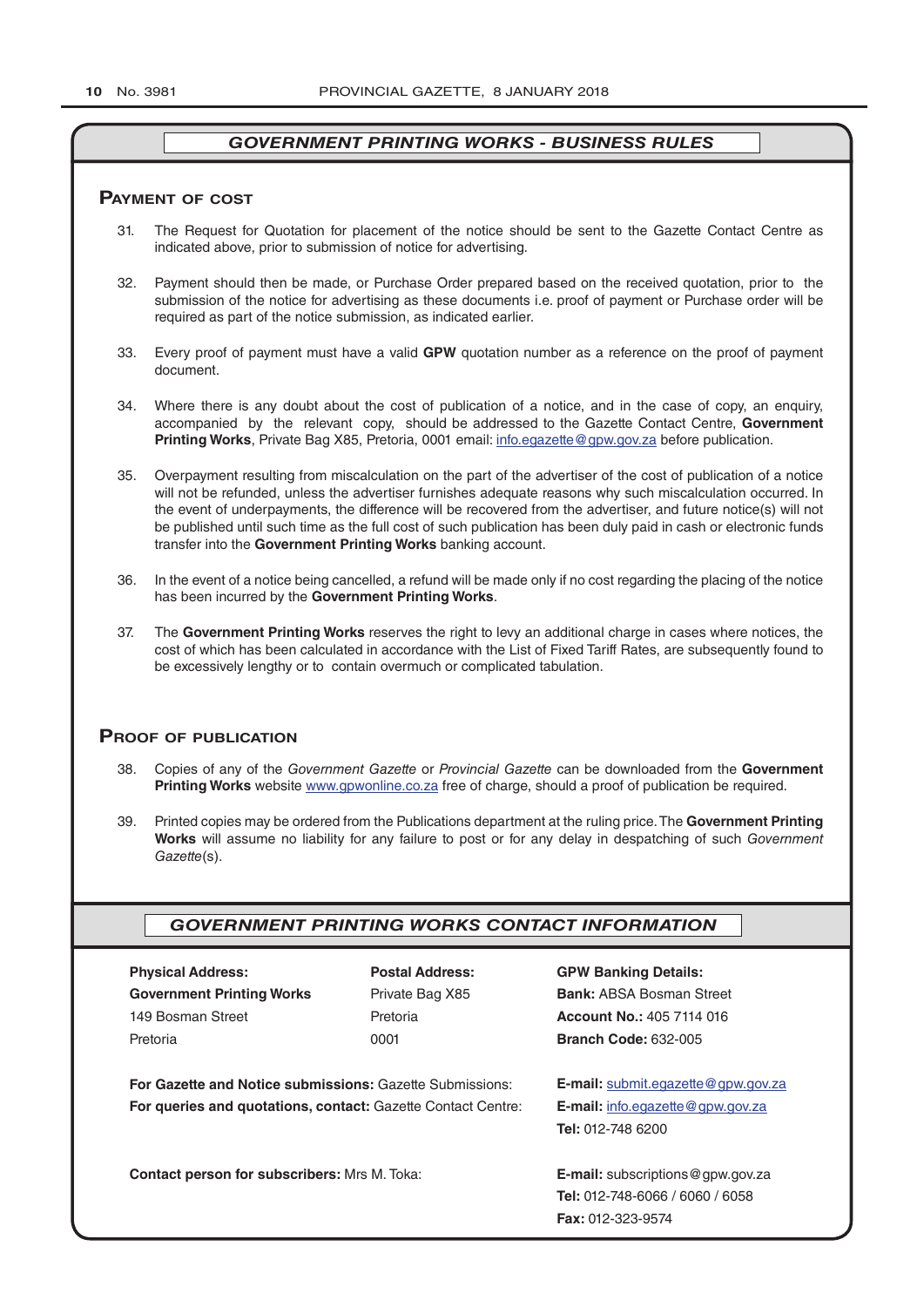## GOVERNMENT PRINTING WORKS - BUSINESS RULES

### Payment of cost

31. The Request for Quotation for placement of the notice should be sent to the Gazette Contact Centre as indicated above, prior to submission of notice for advertising.

32. Payment should then be made, or Purchase Order prepared based on the received quotation, prior to the submission of the notice for advertising as these documents i.e. proof of payment or Purchase order will be required as part of the notice submission, as indicated earlier.

33. Every proof of payment must have a valid **GPW** quotation number as a reference on the proof of payment document.

34. Where there is any doubt about the cost of publication of a notice, and in the case of copy, an enquiry, accompanied by the relevant copy, should be addressed to the Gazette Contact Centre, **Government Printing Works**, Private Bag X85, Pretoria, 0001 email: info.egazette@gpw.gov.za before publication.

35. Overpayment resulting from miscalculation on the part of the advertiser of the cost of publication of a notice will not be refunded, unless the advertiser furnishes adequate reasons why such miscalculation occurred. In the event of underpayments, the difference will be recovered from the advertiser, and future notice(s) will not be published until such time as the full cost of such publication has been duly paid in cash or electronic funds transfer into the **Government Printing Works** banking account.

36. In the event of a notice being cancelled, a refund will be made only if no cost regarding the placing of the notice has been incurred by the **Government Printing Works**.

37. The **Government Printing Works** reserves the right to levy an additional charge in cases where notices, the cost of which has been calculated in accordance with the List of Fixed Tariff Rates, are subsequently found to be excessively lengthy or to contain overmuch or complicated tabulation.

### Proof of publication

38. Copies of any of the *Government Gazette* or *Provincial Gazette* can be downloaded from the **Government Printing Works** website www.gpwonline.co.za free of charge, should a proof of publication be required.

39. Printed copies may be ordered from the Publications department at the ruling price. The **Government Printing Works** will assume no liability for any failure to post or for any delay in despatching of such *Government Gazette*(s).

## GOVERNMENT PRINTING WORKS CONTACT INFORMATION

**Physical Address:**
**Government Printing Works**
149 Bosman Street
Pretoria

**Postal Address:**
Private Bag X85
Pretoria
0001

**GPW Banking Details:**
**Bank:** ABSA Bosman Street
**Account No.:** 405 7114 016
**Branch Code:** 632-005

**For Gazette and Notice submissions:** Gazette Submissions: **E-mail:** submit.egazette@gpw.gov.za

**For queries and quotations, contact:** Gazette Contact Centre: **E-mail:** info.egazette@gpw.gov.za
**Tel:** 012-748 6200

**Contact person for subscribers:** Mrs M. Toka: **E-mail:** subscriptions@gpw.gov.za
**Tel:** 012-748-6066 / 6060 / 6058
**Fax:** 012-323-9574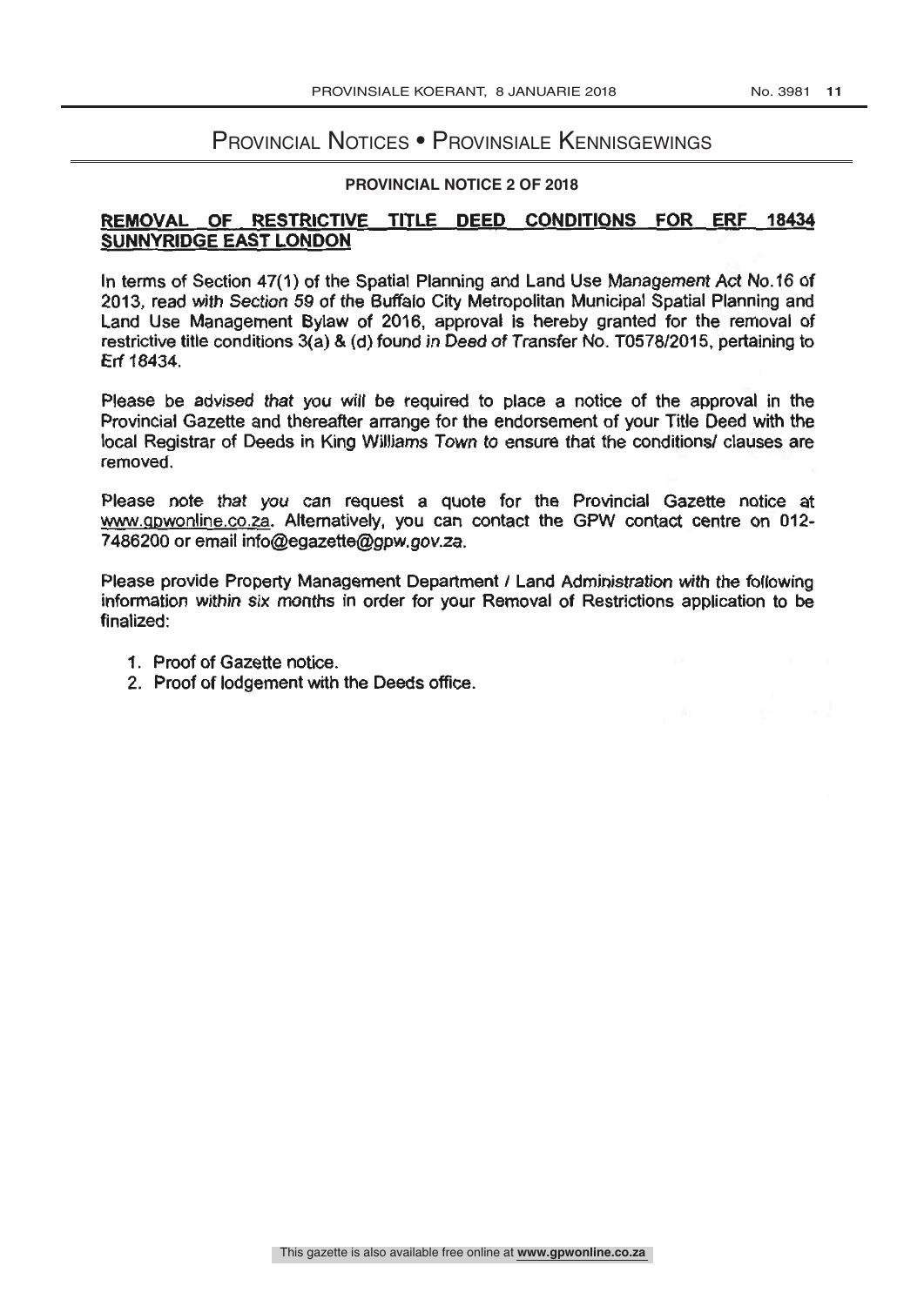# Provincial Notices • Provinsiale Kennisgewings

## PROVINCIAL NOTICE 2 OF 2018

**REMOVAL OF RESTRICTIVE TITLE DEED CONDITIONS FOR ERF 18434 SUNNYRIDGE EAST LONDON**

In terms of Section 47(1) of the Spatial Planning and Land Use Management Act No.16 of 2013, read with Section 59 of the Buffalo City Metropolitan Municipal Spatial Planning and Land Use Management Bylaw of 2016, approval is hereby granted for the removal of restrictive title conditions 3(a) & (d) found in Deed of Transfer No. T0578/2015, pertaining to Erf 18434.

Please be advised that you will be required to place a notice of the approval in the Provincial Gazette and thereafter arrange for the endorsement of your Title Deed with the local Registrar of Deeds in King Williams Town to ensure that the conditions/ clauses are removed.

Please note that you can request a quote for the Provincial Gazette notice at www.gpwonline.co.za. Alternatively, you can contact the GPW contact centre on 012-7486200 or email info@egazette@gpw.gov.za.

Please provide Property Management Department / Land Administration with the following information within six months in order for your Removal of Restrictions application to be finalized:

1. Proof of Gazette notice.
2. Proof of lodgement with the Deeds office.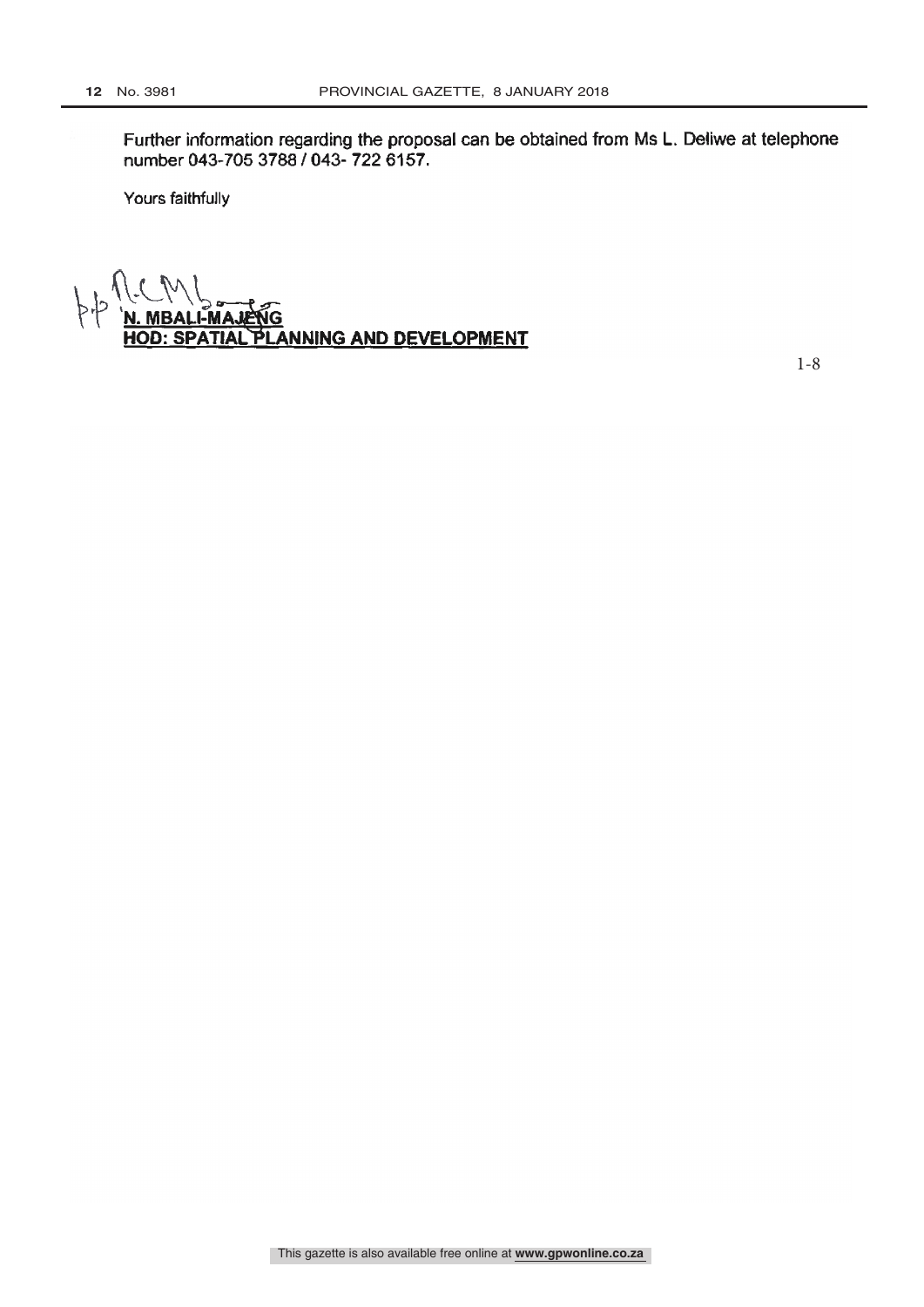Further information regarding the proposal can be obtained from Ms L. Deliwe at telephone number 043-705 3788 / 043- 722 6157.

Yours faithfully

**N. MBALI-MAJENG**
**HOD: SPATIAL PLANNING AND DEVELOPMENT**

1-8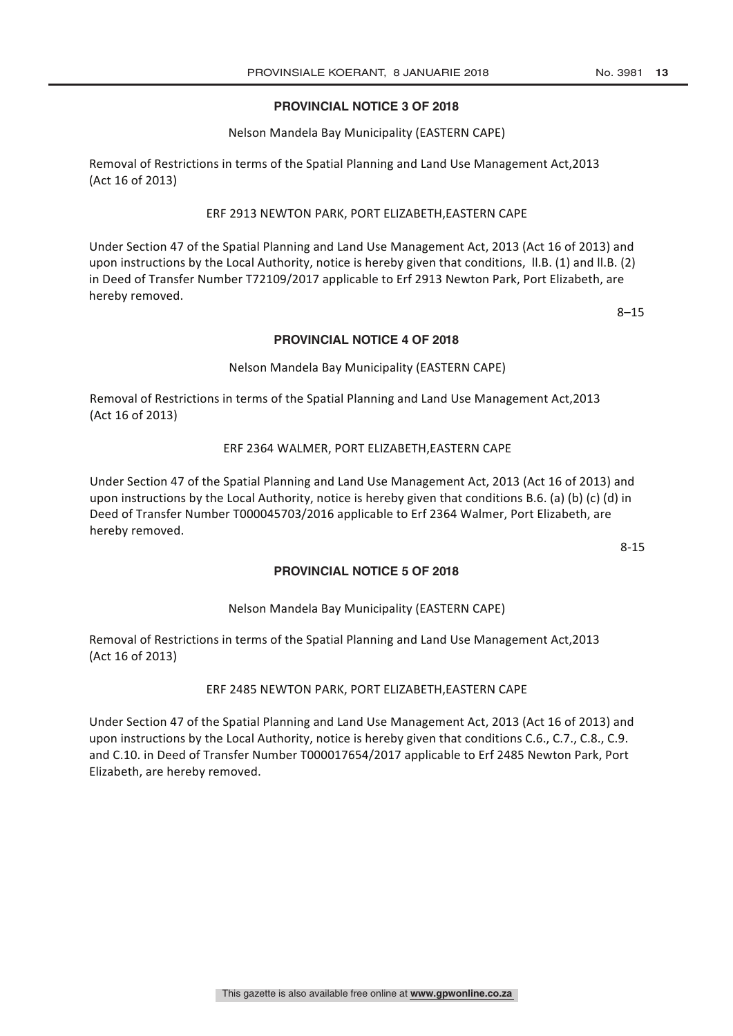## PROVINCIAL NOTICE 3 OF 2018

Nelson Mandela Bay Municipality (EASTERN CAPE)

Removal of Restrictions in terms of the Spatial Planning and Land Use Management Act,2013 (Act 16 of 2013)

ERF 2913 NEWTON PARK, PORT ELIZABETH,EASTERN CAPE

Under Section 47 of the Spatial Planning and Land Use Management Act, 2013 (Act 16 of 2013) and upon instructions by the Local Authority, notice is hereby given that conditions, II.B. (1) and II.B. (2) in Deed of Transfer Number T72109/2017 applicable to Erf 2913 Newton Park, Port Elizabeth, are hereby removed.

8–15

## PROVINCIAL NOTICE 4 OF 2018

Nelson Mandela Bay Municipality (EASTERN CAPE)

Removal of Restrictions in terms of the Spatial Planning and Land Use Management Act,2013 (Act 16 of 2013)

ERF 2364 WALMER, PORT ELIZABETH,EASTERN CAPE

Under Section 47 of the Spatial Planning and Land Use Management Act, 2013 (Act 16 of 2013) and upon instructions by the Local Authority, notice is hereby given that conditions B.6. (a) (b) (c) (d) in Deed of Transfer Number T000045703/2016 applicable to Erf 2364 Walmer, Port Elizabeth, are hereby removed.

8-15

## PROVINCIAL NOTICE 5 OF 2018

Nelson Mandela Bay Municipality (EASTERN CAPE)

Removal of Restrictions in terms of the Spatial Planning and Land Use Management Act,2013 (Act 16 of 2013)

ERF 2485 NEWTON PARK, PORT ELIZABETH,EASTERN CAPE

Under Section 47 of the Spatial Planning and Land Use Management Act, 2013 (Act 16 of 2013) and upon instructions by the Local Authority, notice is hereby given that conditions C.6., C.7., C.8., C.9. and C.10. in Deed of Transfer Number T000017654/2017 applicable to Erf 2485 Newton Park, Port Elizabeth, are hereby removed.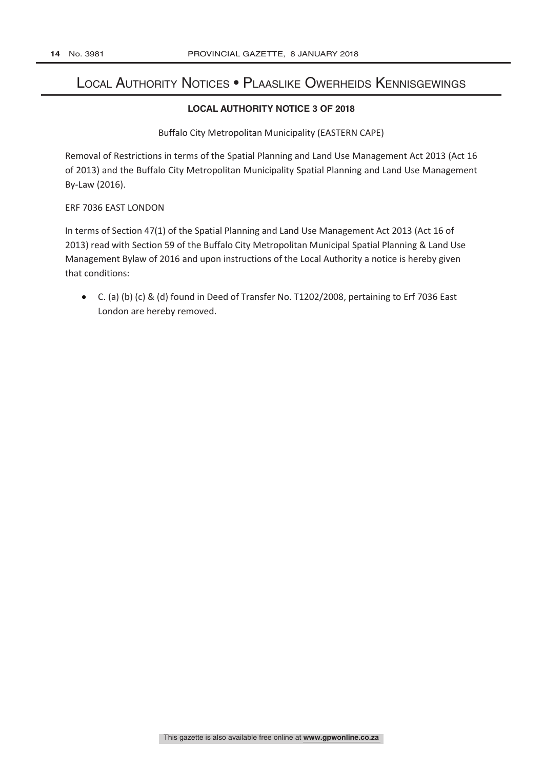# Local Authority Notices • Plaaslike Owerheids Kennisgewings

## LOCAL AUTHORITY NOTICE 3 OF 2018

Buffalo City Metropolitan Municipality (EASTERN CAPE)

Removal of Restrictions in terms of the Spatial Planning and Land Use Management Act 2013 (Act 16 of 2013) and the Buffalo City Metropolitan Municipality Spatial Planning and Land Use Management By-Law (2016).

ERF 7036 EAST LONDON

In terms of Section 47(1) of the Spatial Planning and Land Use Management Act 2013 (Act 16 of 2013) read with Section 59 of the Buffalo City Metropolitan Municipal Spatial Planning & Land Use Management Bylaw of 2016 and upon instructions of the Local Authority a notice is hereby given that conditions:

- C. (a) (b) (c) & (d) found in Deed of Transfer No. T1202/2008, pertaining to Erf 7036 East London are hereby removed.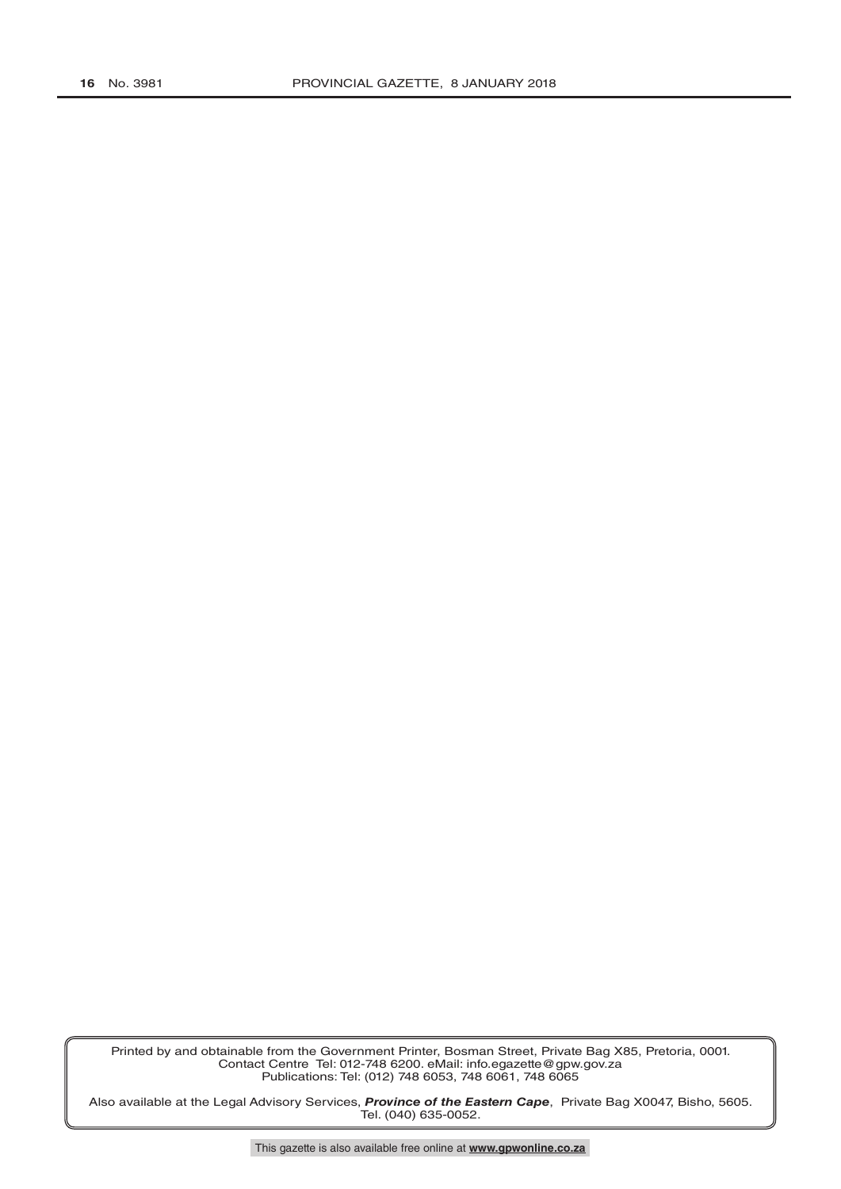Printed by and obtainable from the Government Printer, Bosman Street, Private Bag X85, Pretoria, 0001.
Contact Centre Tel: 012-748 6200. eMail: info.egazette@gpw.gov.za
Publications: Tel: (012) 748 6053, 748 6061, 748 6065

Also available at the Legal Advisory Services, ***Province of the Eastern Cape***, Private Bag X0047, Bisho, 5605.
Tel. (040) 635-0052.

This gazette is also available free online at **www.gpwonline.co.za**